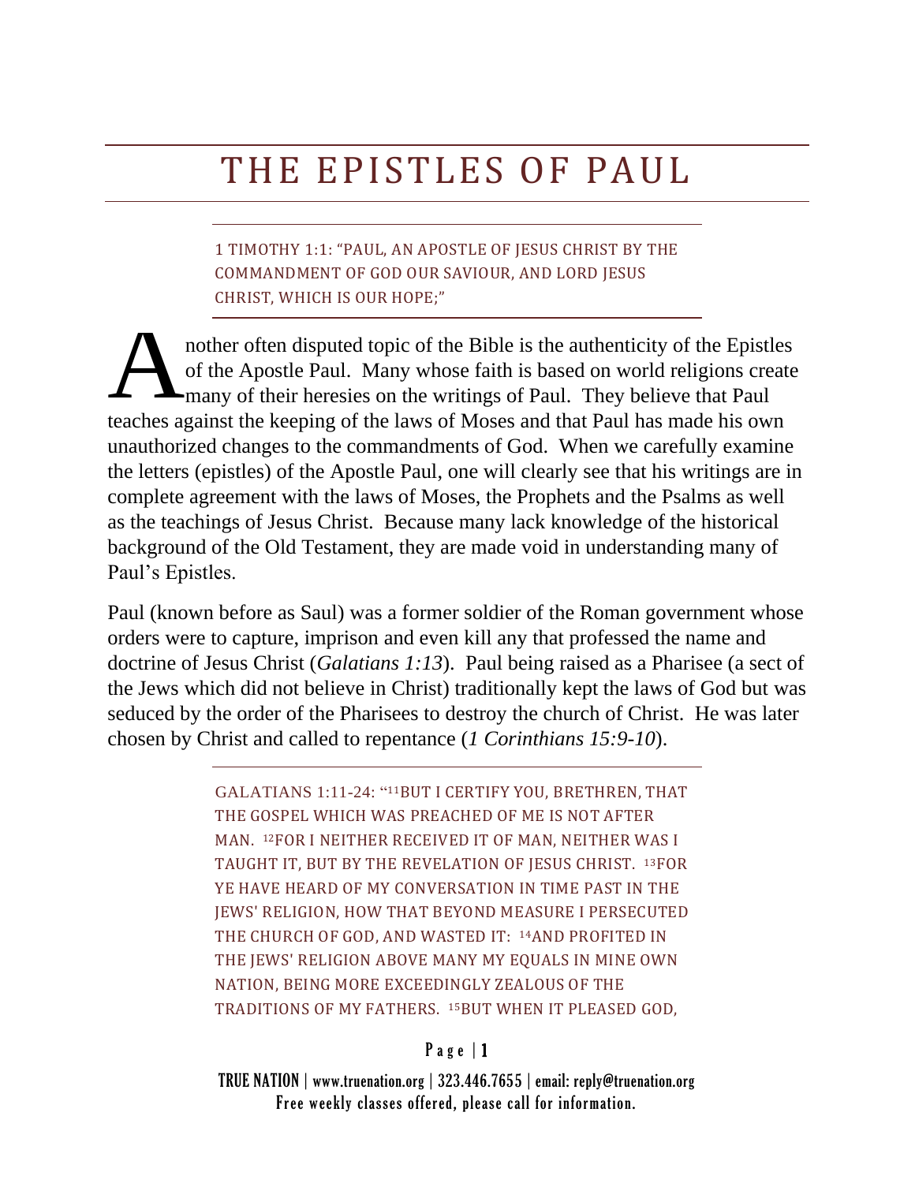# THE EPISTLES OF PAUL

> 1 TIMOTHY 1:1: "PAUL, AN APOSTLE OF JESUS CHRIST BY THE COMMANDMENT OF GOD OUR SAVIOUR, AND LORD JESUS CHRIST, WHICH IS OUR HOPE;"

Another often disputed topic of the Bible is the authenticity of the Epistles of the Apostle Paul. Many whose faith is based on world religions create many of their heresies on the writings of Paul. They believe that Paul teaches against the keeping of the laws of Moses and that Paul has made his own unauthorized changes to the commandments of God. When we carefully examine the letters (epistles) of the Apostle Paul, one will clearly see that his writings are in complete agreement with the laws of Moses, the Prophets and the Psalms as well as the teachings of Jesus Christ. Because many lack knowledge of the historical background of the Old Testament, they are made void in understanding many of Paul's Epistles.

Paul (known before as Saul) was a former soldier of the Roman government whose orders were to capture, imprison and even kill any that professed the name and doctrine of Jesus Christ (*Galatians 1:13*). Paul being raised as a Pharisee (a sect of the Jews which did not believe in Christ) traditionally kept the laws of God but was seduced by the order of the Pharisees to destroy the church of Christ. He was later chosen by Christ and called to repentance (*1 Corinthians 15:9-10*).

> GALATIANS 1:11-24: "[11]BUT I CERTIFY YOU, BRETHREN, THAT THE GOSPEL WHICH WAS PREACHED OF ME IS NOT AFTER MAN. [12]FOR I NEITHER RECEIVED IT OF MAN, NEITHER WAS I TAUGHT IT, BUT BY THE REVELATION OF JESUS CHRIST. [13]FOR YE HAVE HEARD OF MY CONVERSATION IN TIME PAST IN THE JEWS' RELIGION, HOW THAT BEYOND MEASURE I PERSECUTED THE CHURCH OF GOD, AND WASTED IT: [14]AND PROFITED IN THE JEWS' RELIGION ABOVE MANY MY EQUALS IN MINE OWN NATION, BEING MORE EXCEEDINGLY ZEALOUS OF THE TRADITIONS OF MY FATHERS. [15]BUT WHEN IT PLEASED GOD,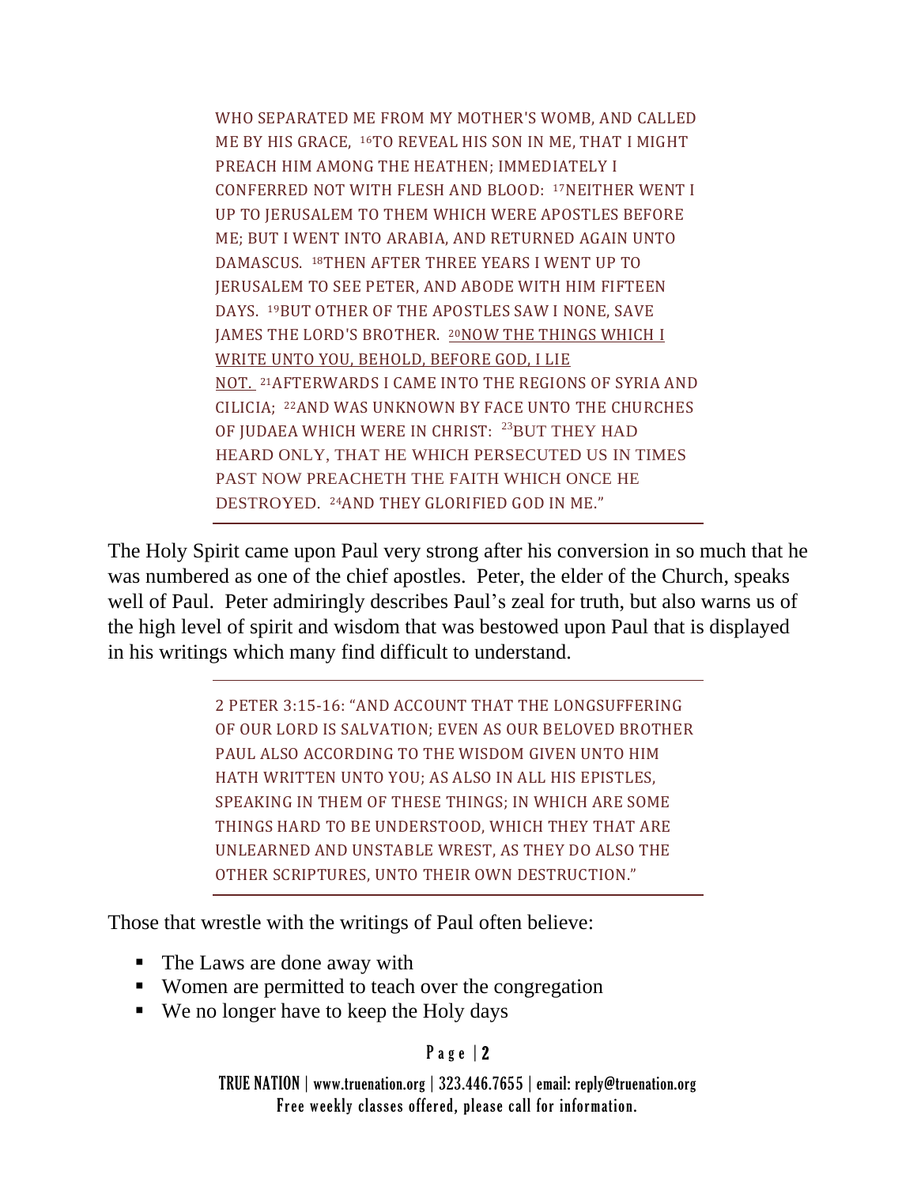WHO SEPARATED ME FROM MY MOTHER'S WOMB, AND CALLED ME BY HIS GRACE, [16]TO REVEAL HIS SON IN ME, THAT I MIGHT PREACH HIM AMONG THE HEATHEN; IMMEDIATELY I CONFERRED NOT WITH FLESH AND BLOOD: [17]NEITHER WENT I UP TO JERUSALEM TO THEM WHICH WERE APOSTLES BEFORE ME; BUT I WENT INTO ARABIA, AND RETURNED AGAIN UNTO DAMASCUS. [18]THEN AFTER THREE YEARS I WENT UP TO JERUSALEM TO SEE PETER, AND ABODE WITH HIM FIFTEEN DAYS. [19]BUT OTHER OF THE APOSTLES SAW I NONE, SAVE JAMES THE LORD'S BROTHER. <u>[20]NOW THE THINGS WHICH I WRITE UNTO YOU, BEHOLD, BEFORE GOD, I LIE NOT.</u> [21]AFTERWARDS I CAME INTO THE REGIONS OF SYRIA AND CILICIA; [22]AND WAS UNKNOWN BY FACE UNTO THE CHURCHES OF JUDAEA WHICH WERE IN CHRIST: [23]BUT THEY HAD HEARD ONLY, THAT HE WHICH PERSECUTED US IN TIMES PAST NOW PREACHETH THE FAITH WHICH ONCE HE DESTROYED. [24]AND THEY GLORIFIED GOD IN ME."

---

The Holy Spirit came upon Paul very strong after his conversion in so much that he was numbered as one of the chief apostles. Peter, the elder of the Church, speaks well of Paul. Peter admiringly describes Paul's zeal for truth, but also warns us of the high level of spirit and wisdom that was bestowed upon Paul that is displayed in his writings which many find difficult to understand.

---

2 PETER 3:15-16: "AND ACCOUNT THAT THE LONGSUFFERING OF OUR LORD IS SALVATION; EVEN AS OUR BELOVED BROTHER PAUL ALSO ACCORDING TO THE WISDOM GIVEN UNTO HIM HATH WRITTEN UNTO YOU; AS ALSO IN ALL HIS EPISTLES, SPEAKING IN THEM OF THESE THINGS; IN WHICH ARE SOME THINGS HARD TO BE UNDERSTOOD, WHICH THEY THAT ARE UNLEARNED AND UNSTABLE WREST, AS THEY DO ALSO THE OTHER SCRIPTURES, UNTO THEIR OWN DESTRUCTION."

---

Those that wrestle with the writings of Paul often believe:

- The Laws are done away with
- Women are permitted to teach over the congregation
- We no longer have to keep the Holy days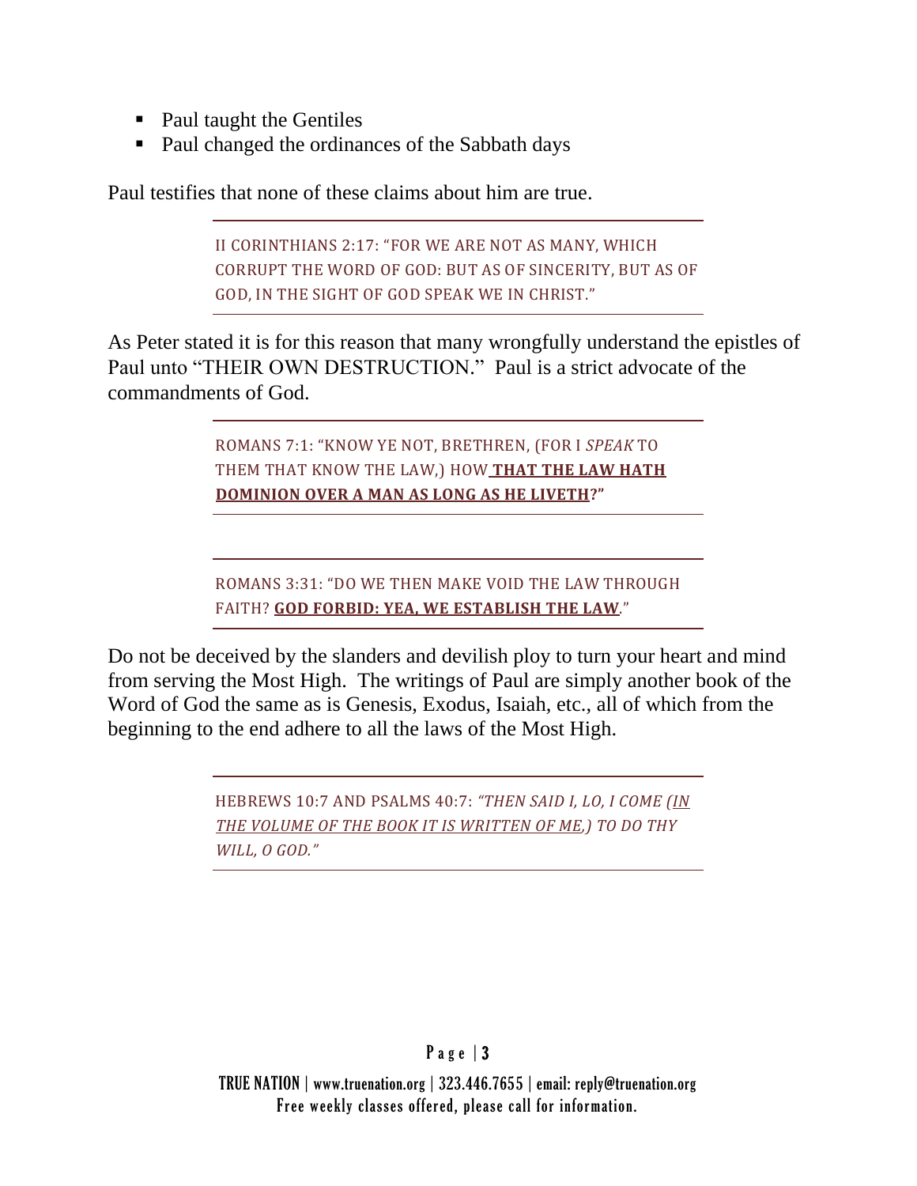- Paul taught the Gentiles
- Paul changed the ordinances of the Sabbath days

Paul testifies that none of these claims about him are true.

> II CORINTHIANS 2:17: "FOR WE ARE NOT AS MANY, WHICH CORRUPT THE WORD OF GOD: BUT AS OF SINCERITY, BUT AS OF GOD, IN THE SIGHT OF GOD SPEAK WE IN CHRIST."

As Peter stated it is for this reason that many wrongfully understand the epistles of Paul unto "THEIR OWN DESTRUCTION." Paul is a strict advocate of the commandments of God.

> ROMANS 7:1: "KNOW YE NOT, BRETHREN, (FOR I *SPEAK* TO THEM THAT KNOW THE LAW,) HOW **THAT THE LAW HATH DOMINION OVER A MAN AS LONG AS HE LIVETH?"**

> ROMANS 3:31: "DO WE THEN MAKE VOID THE LAW THROUGH FAITH? **GOD FORBID: YEA, WE ESTABLISH THE LAW**."

Do not be deceived by the slanders and devilish ploy to turn your heart and mind from serving the Most High. The writings of Paul are simply another book of the Word of God the same as is Genesis, Exodus, Isaiah, etc., all of which from the beginning to the end adhere to all the laws of the Most High.

> HEBREWS 10:7 AND PSALMS 40:7: *"THEN SAID I, LO, I COME (IN THE VOLUME OF THE BOOK IT IS WRITTEN OF ME,) TO DO THY WILL, O GOD."*

TRUE NATION | www.truenation.org | 323.446.7655 | email: reply@truenation.org
Free weekly classes offered, please call for information.